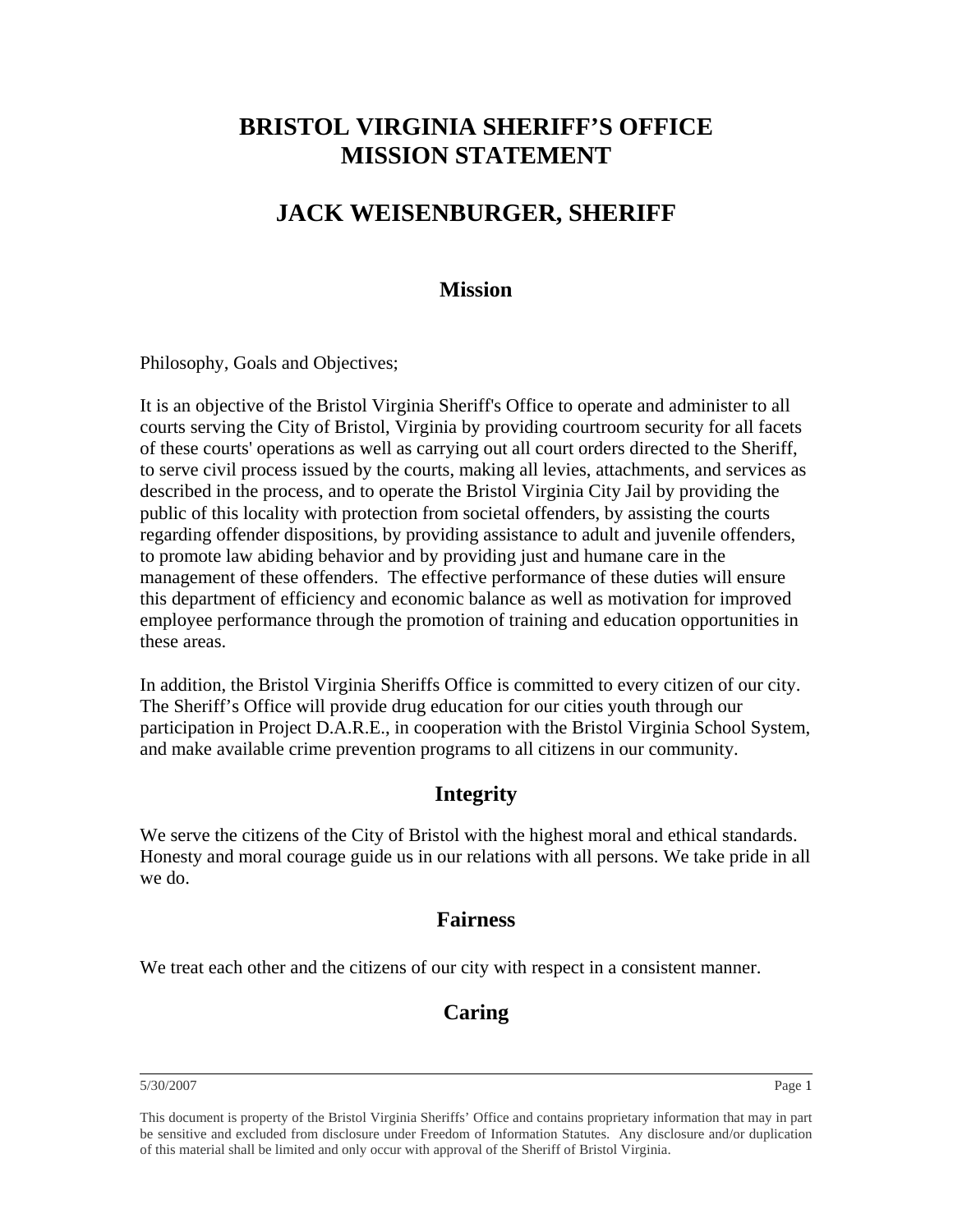# BRISTOL VIRGINIA SHERIFF'S OFFICE MISSION STATEMENT

# JACK WEISENBURGER, SHERIFF

## Mission

Philosophy, Goals and Objectives;

It is an objective of the Bristol Virginia Sheriff's Office to operate and administer to all courts serving the City of Bristol, Virginia by providing courtroom security for all facets of these courts' operations as well as carrying out all court orders directed to the Sheriff, to serve civil process issued by the courts, making all levies, attachments, and services as described in the process, and to operate the Bristol Virginia City Jail by providing the public of this locality with protection from societal offenders, by assisting the courts regarding offender dispositions, by providing assistance to adult and juvenile offenders, to promote law abiding behavior and by providing just and humane care in the management of these offenders. The effective performance of these duties will ensure this department of efficiency and economic balance as well as motivation for improved employee performance through the promotion of training and education opportunities in these areas.

In addition, the Bristol Virginia Sheriffs Office is committed to every citizen of our city. The Sheriff's Office will provide drug education for our cities youth through our participation in Project D.A.R.E., in cooperation with the Bristol Virginia School System, and make available crime prevention programs to all citizens in our community.

## Integrity

We serve the citizens of the City of Bristol with the highest moral and ethical standards. Honesty and moral courage guide us in our relations with all persons. We take pride in all we do.

## Fairness

We treat each other and the citizens of our city with respect in a consistent manner.

## Caring

This document is property of the Bristol Virginia Sheriffs' Office and contains proprietary information that may in part be sensitive and excluded from disclosure under Freedom of Information Statutes. Any disclosure and/or duplication of this material shall be limited and only occur with approval of the Sheriff of Bristol Virginia.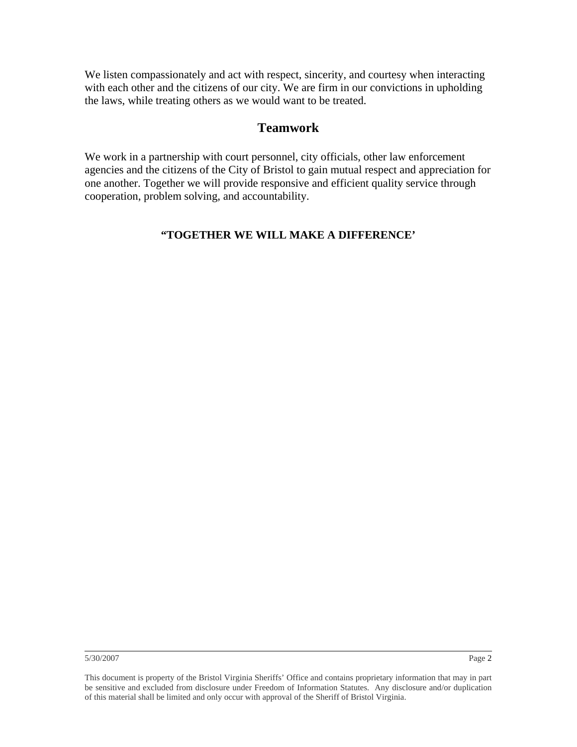We listen compassionately and act with respect, sincerity, and courtesy when interacting with each other and the citizens of our city. We are firm in our convictions in upholding the laws, while treating others as we would want to be treated.

## Teamwork

We work in a partnership with court personnel, city officials, other law enforcement agencies and the citizens of the City of Bristol to gain mutual respect and appreciation for one another. Together we will provide responsive and efficient quality service through cooperation, problem solving, and accountability.

**"TOGETHER WE WILL MAKE A DIFFERENCE'**